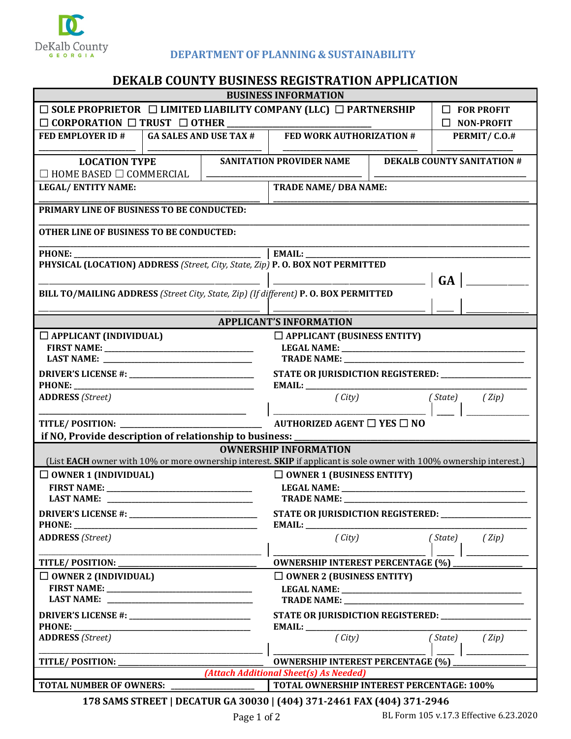DeKalb County
GEORGIA

**DEPARTMENT OF PLANNING & SUSTAINABILITY**

# DEKALB COUNTY BUSINESS REGISTRATION APPLICATION

## BUSINESS INFORMATION

☐ SOLE PROPRIETOR ☐ LIMITED LIABILITY COMPANY (LLC) ☐ PARTNERSHIP
☐ CORPORATION ☐ TRUST ☐ OTHER ____________________________

☐ FOR PROFIT
☐ NON-PROFIT

| FED EMPLOYER ID # | GA SALES AND USE TAX # | FED WORK AUTHORIZATION # | PERMIT/ C.O.# |
|---|---|---|---|
| ______________ | ______________ | ______________ | ______________ |

| LOCATION TYPE | SANITATION PROVIDER NAME | DEKALB COUNTY SANITATION # |
|---|---|---|
| ☐ HOME BASED ☐ COMMERCIAL | ______________ | ______________ |

LEGAL/ ENTITY NAME: ______________________ TRADE NAME/ DBA NAME: ______________________

PRIMARY LINE OF BUSINESS TO BE CONDUCTED: ______________________

OTHER LINE OF BUSINESS TO BE CONDUCTED: ______________________

PHONE: ______________________ EMAIL: ______________________

PHYSICAL (LOCATION) ADDRESS *(Street, City, State, Zip)* P. O. BOX NOT PERMITTED

______________________ | ______________________ | GA | ____________

BILL TO/MAILING ADDRESS *(Street City, State, Zip) (If different)* P. O. BOX PERMITTED

______________________ | ______________________ | ____ | ____________

## APPLICANT'S INFORMATION

| ☐ APPLICANT (INDIVIDUAL) | ☐ APPLICANT (BUSINESS ENTITY) |
|---|---|
| FIRST NAME: ______________ | LEGAL NAME: ______________ |
| LAST NAME: ______________ | TRADE NAME: ______________ |
| DRIVER'S LICENSE #: ______________ | STATE OR JURISDICTION REGISTERED: ______________ |
| PHONE: ______________ | EMAIL: ______________ |
| ADDRESS *(Street)* ______________ | *(City)* ______ *(State)* ____ *(Zip)* ______ |
| TITLE/ POSITION: ______________ | AUTHORIZED AGENT ☐ YES ☐ NO |

if NO, Provide description of relationship to business: ______________________

## OWNERSHIP INFORMATION

(List **EACH** owner with 10% or more ownership interest. **SKIP** if applicant is sole owner with 100% ownership interest.)

| ☐ OWNER 1 (INDIVIDUAL) | ☐ OWNER 1 (BUSINESS ENTITY) |
|---|---|
| FIRST NAME: ______________ | LEGAL NAME: ______________ |
| LAST NAME: ______________ | TRADE NAME: ______________ |
| DRIVER'S LICENSE #: ______________ | STATE OR JURISDICTION REGISTERED: ______________ |
| PHONE: ______________ | EMAIL: ______________ |
| ADDRESS *(Street)* ______________ | *(City)* ______ *(State)* ____ *(Zip)* ______ |
| TITLE/ POSITION: ______________ | OWNERSHIP INTEREST PERCENTAGE (%) ______________ |

| ☐ OWNER 2 (INDIVIDUAL) | ☐ OWNER 2 (BUSINESS ENTITY) |
|---|---|
| FIRST NAME: ______________ | LEGAL NAME: ______________ |
| LAST NAME: ______________ | TRADE NAME: ______________ |
| DRIVER'S LICENSE #: ______________ | STATE OR JURISDICTION REGISTERED: ______________ |
| PHONE: ______________ | EMAIL: ______________ |
| ADDRESS *(Street)* ______________ | *(City)* ______ *(State)* ____ *(Zip)* ______ |
| TITLE/ POSITION: ______________ | OWNERSHIP INTEREST PERCENTAGE (%) ______________ |

*(Attach Additional Sheet(s) As Needed)*

TOTAL NUMBER OF OWNERS: ______________ | TOTAL OWNERSHIP INTEREST PERCENTAGE: 100%

**178 SAMS STREET | DECATUR GA 30030 | (404) 371-2461 FAX (404) 371-2946**

BL Form 105 v.17.3 Effective 6.23.2020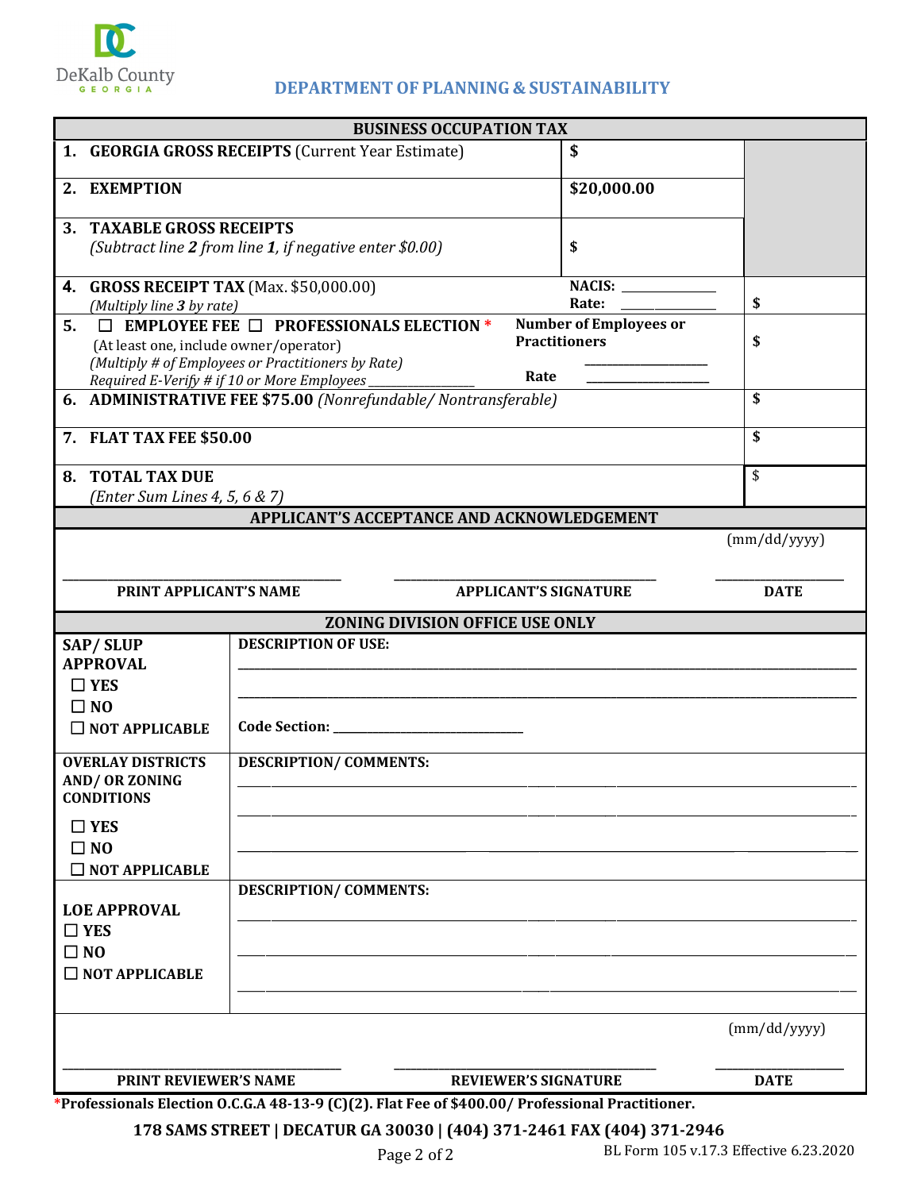DeKalb County GEORGIA

## DEPARTMENT OF PLANNING & SUSTAINABILITY

| BUSINESS OCCUPATION TAX | | |
|---|---|---|
| **1. GEORGIA GROSS RECEIPTS** (Current Year Estimate) | **$** | |
| **2. EXEMPTION** | **$20,000.00** | |
| **3. TAXABLE GROSS RECEIPTS** *(Subtract line **2** from line **1**, if negative enter $0.00)* | **$** | |
| **4. GROSS RECEIPT TAX** (Max. $50,000.00) *(Multiply line **3** by rate)* | **NACIS:** ____________ **Rate:** ____________ | **$** |
| **5.** ☐ **EMPLOYEE FEE** ☐ **PROFESSIONALS ELECTION** * (At least one, include owner/operator) *(Multiply # of Employees or Practitioners by Rate)* *Required E-Verify # if 10 or More Employees* ____________ | **Number of Employees or Practitioners** ____________ **Rate** ____________ | **$** |
| **6. ADMINISTRATIVE FEE $75.00** *(Nonrefundable/ Nontransferable)* | | **$** |
| **7. FLAT TAX FEE $50.00** | | **$** |
| **8. TOTAL TAX DUE** *(Enter Sum Lines 4, 5, 6 & 7)* | | $ |

### APPLICANT'S ACCEPTANCE AND ACKNOWLEDGEMENT

| ____________________ | ____________________ | ____________ (mm/dd/yyyy) |
|---|---|---|
| **PRINT APPLICANT'S NAME** | **APPLICANT'S SIGNATURE** | **DATE** |

### ZONING DIVISION OFFICE USE ONLY

| | |
|---|---|
| **SAP/ SLUP APPROVAL** ☐ **YES** ☐ **NO** ☐ **NOT APPLICABLE** | **DESCRIPTION OF USE:** ____________________ ____________________ **Code Section:** ____________________ |
| **OVERLAY DISTRICTS AND/ OR ZONING CONDITIONS** ☐ **YES** ☐ **NO** ☐ **NOT APPLICABLE** | **DESCRIPTION/ COMMENTS:** ____________________ ____________________ ____________________ |
| **LOE APPROVAL** ☐ **YES** ☐ **NO** ☐ **NOT APPLICABLE** | **DESCRIPTION/ COMMENTS:** ____________________ ____________________ ____________________ |

| ____________________ | ____________________ | ____________ (mm/dd/yyyy) |
|---|---|---|
| **PRINT REVIEWER'S NAME** | **REVIEWER'S SIGNATURE** | **DATE** |

***Professionals Election O.C.G.A 48-13-9 (C)(2). Flat Fee of $400.00/ Professional Practitioner.**

**178 SAMS STREET | DECATUR GA 30030 | (404) 371-2461 FAX (404) 371-2946**

BL Form 105 v.17.3 Effective 6.23.2020